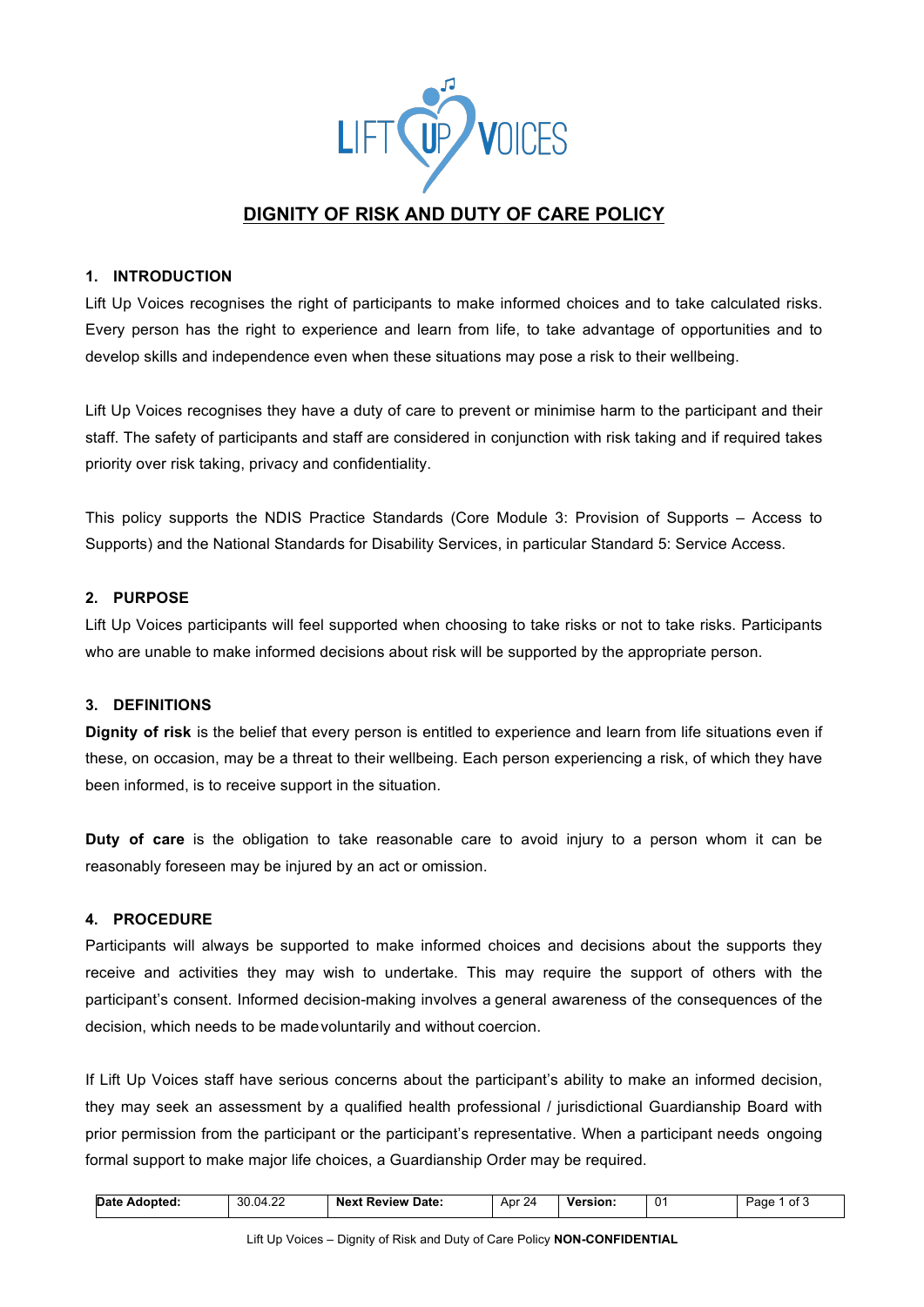# DIGNITY OF RISK AND DUTY OF CARE POLICY

## 1. INTRODUCTION

Lift Up Voices recognises the right of participants to make informed choices and to take calculated risks. Every person has the right to experience and learn from life, to take advantage of opportunities and to develop skills and independence even when these situations may pose a risk to their wellbeing.

Lift Up Voices recognises they have a duty of care to prevent or minimise harm to the participant and their staff. The safety of participants and staff are considered in conjunction with risk taking and if required takes priority over risk taking, privacy and confidentiality.

This policy supports the NDIS Practice Standards (Core Module 3: Provision of Supports – Access to Supports) and the National Standards for Disability Services, in particular Standard 5: Service Access.

## 2. PURPOSE

Lift Up Voices participants will feel supported when choosing to take risks or not to take risks. Participants who are unable to make informed decisions about risk will be supported by the appropriate person.

## 3. DEFINITIONS

**Dignity of risk** is the belief that every person is entitled to experience and learn from life situations even if these, on occasion, may be a threat to their wellbeing. Each person experiencing a risk, of which they have been informed, is to receive support in the situation.

**Duty of care** is the obligation to take reasonable care to avoid injury to a person whom it can be reasonably foreseen may be injured by an act or omission.

## 4. PROCEDURE

Participants will always be supported to make informed choices and decisions about the supports they receive and activities they may wish to undertake. This may require the support of others with the participant's consent. Informed decision-making involves a general awareness of the consequences of the decision, which needs to be made voluntarily and without coercion.

If Lift Up Voices staff have serious concerns about the participant's ability to make an informed decision, they may seek an assessment by a qualified health professional / jurisdictional Guardianship Board with prior permission from the participant or the participant's representative. When a participant needs ongoing formal support to make major life choices, a Guardianship Order may be required.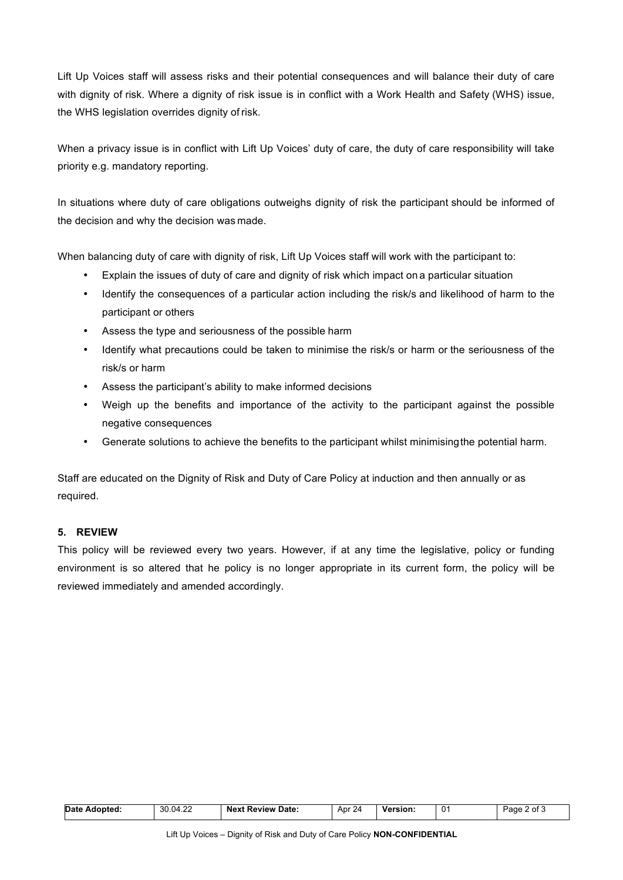Lift Up Voices staff will assess risks and their potential consequences and will balance their duty of care with dignity of risk. Where a dignity of risk issue is in conflict with a Work Health and Safety (WHS) issue, the WHS legislation overrides dignity of risk.

When a privacy issue is in conflict with Lift Up Voices' duty of care, the duty of care responsibility will take priority e.g. mandatory reporting.

In situations where duty of care obligations outweighs dignity of risk the participant should be informed of the decision and why the decision was made.

When balancing duty of care with dignity of risk, Lift Up Voices staff will work with the participant to:

- Explain the issues of duty of care and dignity of risk which impact on a particular situation
- Identify the consequences of a particular action including the risk/s and likelihood of harm to the participant or others
- Assess the type and seriousness of the possible harm
- Identify what precautions could be taken to minimise the risk/s or harm or the seriousness of the risk/s or harm
- Assess the participant's ability to make informed decisions
- Weigh up the benefits and importance of the activity to the participant against the possible negative consequences
- Generate solutions to achieve the benefits to the participant whilst minimising the potential harm.

Staff are educated on the Dignity of Risk and Duty of Care Policy at induction and then annually or as required.

## 5. REVIEW

This policy will be reviewed every two years. However, if at any time the legislative, policy or funding environment is so altered that he policy is no longer appropriate in its current form, the policy will be reviewed immediately and amended accordingly.

| Date Adopted: | 30.04.22 | Next Review Date: | Apr 24 | Version: | 01 |
|---|---|---|---|---|---|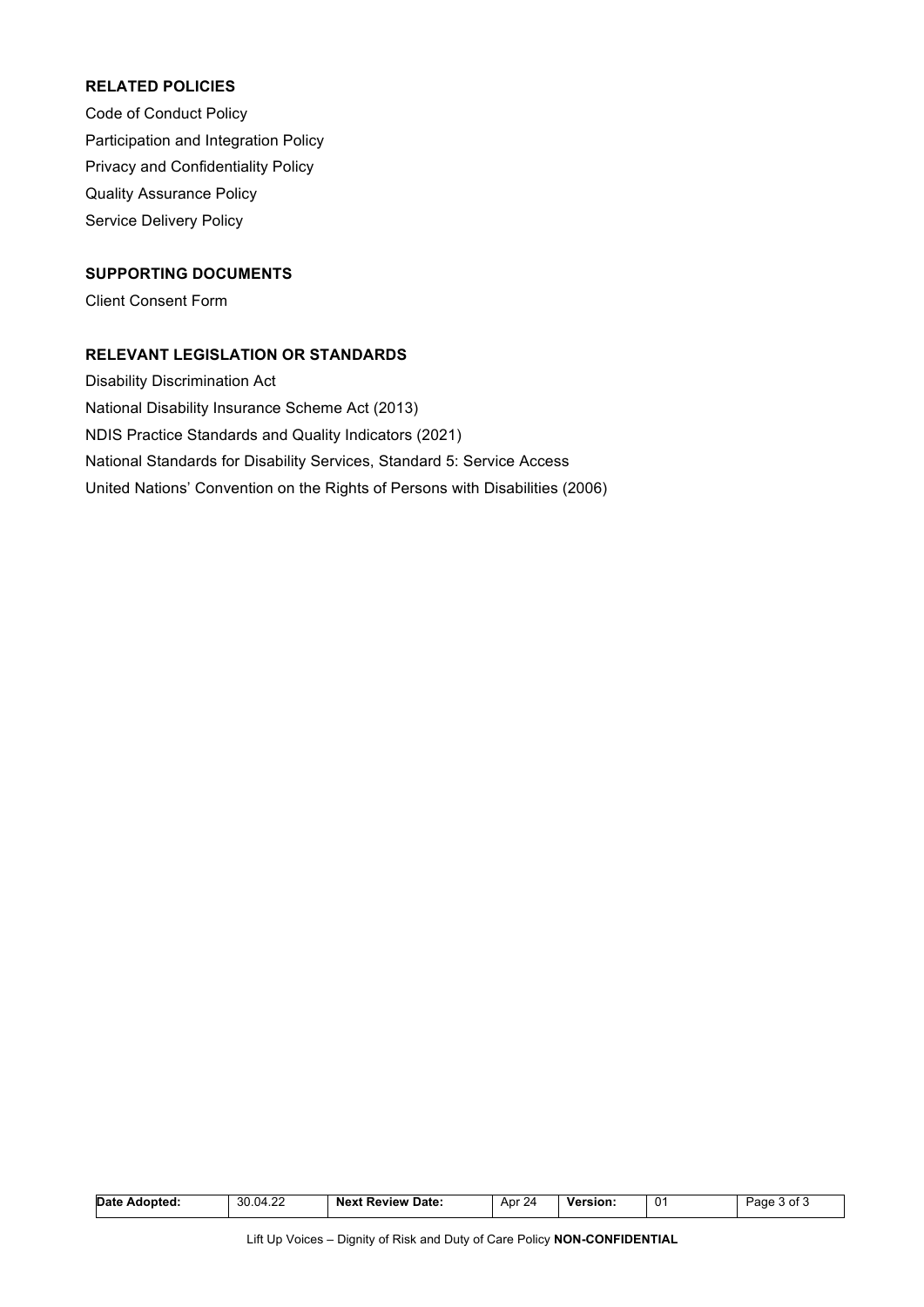## RELATED POLICIES

Code of Conduct Policy

Participation and Integration Policy

Privacy and Confidentiality Policy

Quality Assurance Policy

Service Delivery Policy

## SUPPORTING DOCUMENTS

Client Consent Form

## RELEVANT LEGISLATION OR STANDARDS

Disability Discrimination Act

National Disability Insurance Scheme Act (2013)

NDIS Practice Standards and Quality Indicators (2021)

National Standards for Disability Services, Standard 5: Service Access

United Nations' Convention on the Rights of Persons with Disabilities (2006)